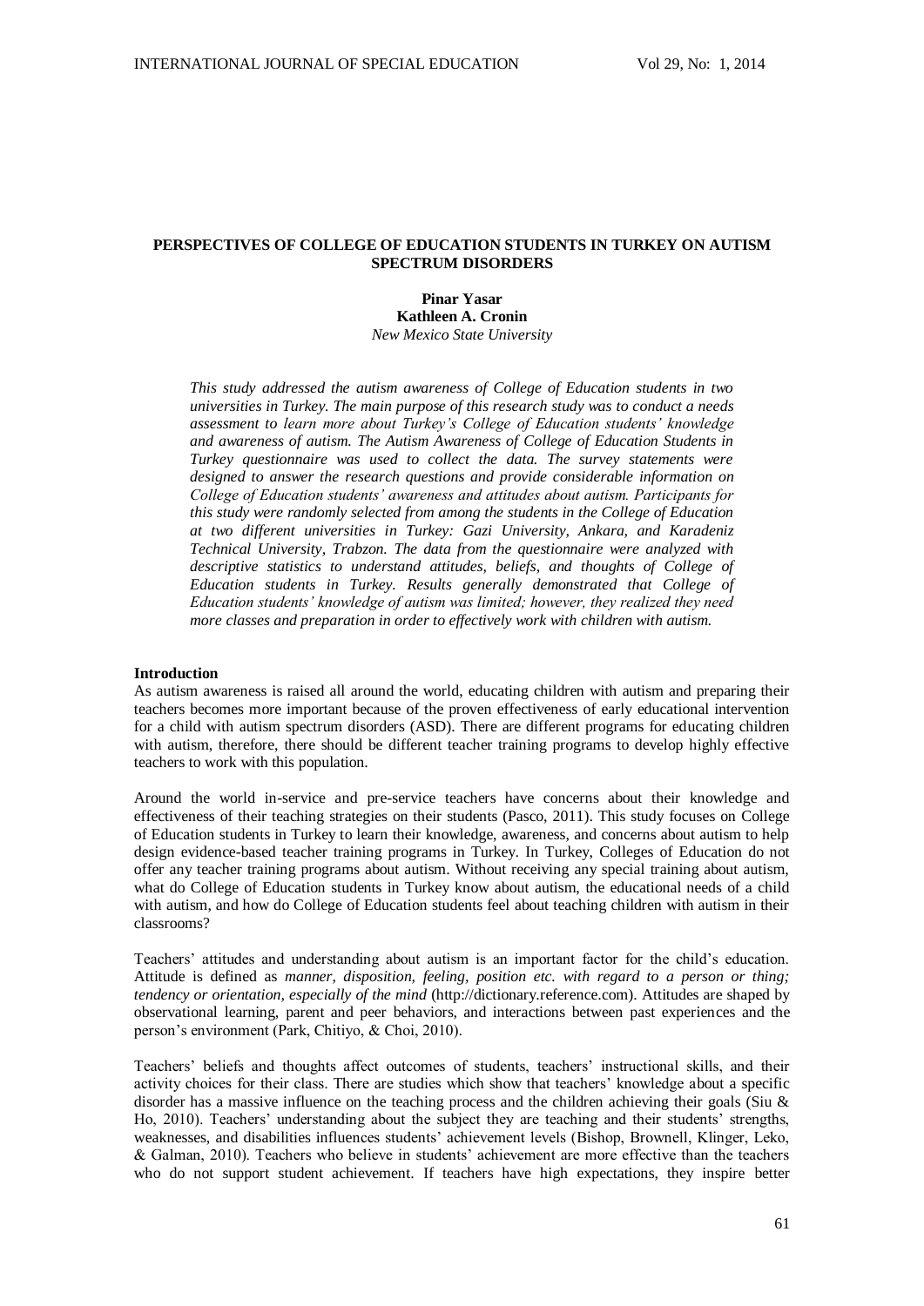# PERSPECTIVES OF COLLEGE OF EDUCATION STUDENTS IN TURKEY ON AUTISM SPECTRUM DISORDERS

**Pinar Yasar**
**Kathleen A. Cronin**
*New Mexico State University*

*This study addressed the autism awareness of College of Education students in two universities in Turkey. The main purpose of this research study was to conduct a needs assessment to learn more about Turkey's College of Education students' knowledge and awareness of autism. The Autism Awareness of College of Education Students in Turkey questionnaire was used to collect the data. The survey statements were designed to answer the research questions and provide considerable information on College of Education students' awareness and attitudes about autism. Participants for this study were randomly selected from among the students in the College of Education at two different universities in Turkey: Gazi University, Ankara, and Karadeniz Technical University, Trabzon. The data from the questionnaire were analyzed with descriptive statistics to understand attitudes, beliefs, and thoughts of College of Education students in Turkey. Results generally demonstrated that College of Education students' knowledge of autism was limited; however, they realized they need more classes and preparation in order to effectively work with children with autism.*

## Introduction

As autism awareness is raised all around the world, educating children with autism and preparing their teachers becomes more important because of the proven effectiveness of early educational intervention for a child with autism spectrum disorders (ASD). There are different programs for educating children with autism, therefore, there should be different teacher training programs to develop highly effective teachers to work with this population.

Around the world in-service and pre-service teachers have concerns about their knowledge and effectiveness of their teaching strategies on their students (Pasco, 2011). This study focuses on College of Education students in Turkey to learn their knowledge, awareness, and concerns about autism to help design evidence-based teacher training programs in Turkey. In Turkey, Colleges of Education do not offer any teacher training programs about autism. Without receiving any special training about autism, what do College of Education students in Turkey know about autism, the educational needs of a child with autism, and how do College of Education students feel about teaching children with autism in their classrooms?

Teachers' attitudes and understanding about autism is an important factor for the child's education. Attitude is defined as *manner, disposition, feeling, position etc. with regard to a person or thing; tendency or orientation, especially of the mind* (http://dictionary.reference.com). Attitudes are shaped by observational learning, parent and peer behaviors, and interactions between past experiences and the person's environment (Park, Chitiyo, & Choi, 2010).

Teachers' beliefs and thoughts affect outcomes of students, teachers' instructional skills, and their activity choices for their class. There are studies which show that teachers' knowledge about a specific disorder has a massive influence on the teaching process and the children achieving their goals (Siu & Ho, 2010). Teachers' understanding about the subject they are teaching and their students' strengths, weaknesses, and disabilities influences students' achievement levels (Bishop, Brownell, Klinger, Leko, & Galman, 2010). Teachers who believe in students' achievement are more effective than the teachers who do not support student achievement. If teachers have high expectations, they inspire better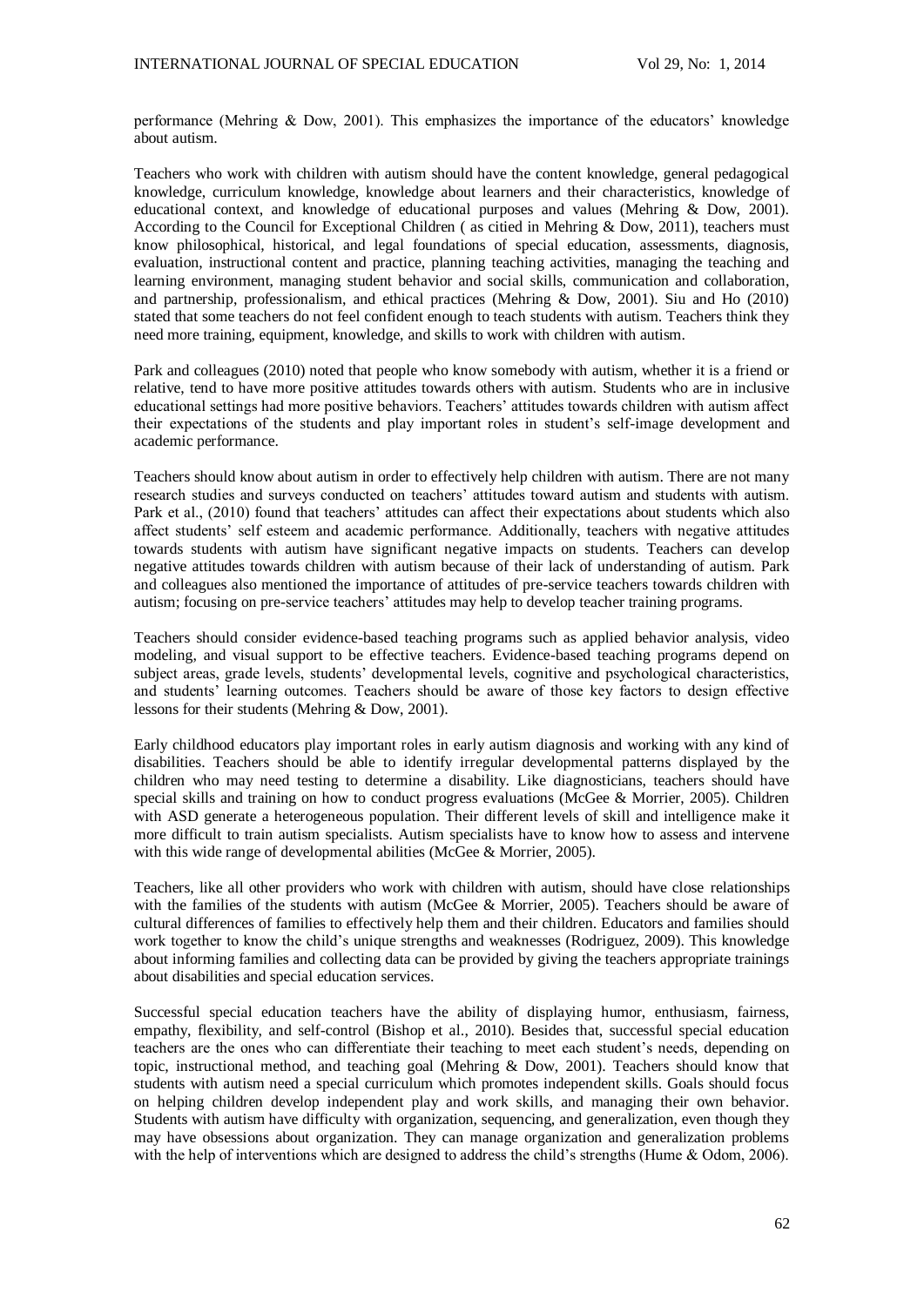performance (Mehring & Dow, 2001). This emphasizes the importance of the educators' knowledge about autism.

Teachers who work with children with autism should have the content knowledge, general pedagogical knowledge, curriculum knowledge, knowledge about learners and their characteristics, knowledge of educational context, and knowledge of educational purposes and values (Mehring & Dow, 2001). According to the Council for Exceptional Children ( as cited in Mehring & Dow, 2011), teachers must know philosophical, historical, and legal foundations of special education, assessments, diagnosis, evaluation, instructional content and practice, planning teaching activities, managing the teaching and learning environment, managing student behavior and social skills, communication and collaboration, and partnership, professionalism, and ethical practices (Mehring & Dow, 2001). Siu and Ho (2010) stated that some teachers do not feel confident enough to teach students with autism. Teachers think they need more training, equipment, knowledge, and skills to work with children with autism.

Park and colleagues (2010) noted that people who know somebody with autism, whether it is a friend or relative, tend to have more positive attitudes towards others with autism. Students who are in inclusive educational settings had more positive behaviors. Teachers' attitudes towards children with autism affect their expectations of the students and play important roles in student's self-image development and academic performance.

Teachers should know about autism in order to effectively help children with autism. There are not many research studies and surveys conducted on teachers' attitudes toward autism and students with autism. Park et al., (2010) found that teachers' attitudes can affect their expectations about students which also affect students' self esteem and academic performance. Additionally, teachers with negative attitudes towards students with autism have significant negative impacts on students. Teachers can develop negative attitudes towards children with autism because of their lack of understanding of autism. Park and colleagues also mentioned the importance of attitudes of pre-service teachers towards children with autism; focusing on pre-service teachers' attitudes may help to develop teacher training programs.

Teachers should consider evidence-based teaching programs such as applied behavior analysis, video modeling, and visual support to be effective teachers. Evidence-based teaching programs depend on subject areas, grade levels, students' developmental levels, cognitive and psychological characteristics, and students' learning outcomes. Teachers should be aware of those key factors to design effective lessons for their students (Mehring & Dow, 2001).

Early childhood educators play important roles in early autism diagnosis and working with any kind of disabilities. Teachers should be able to identify irregular developmental patterns displayed by the children who may need testing to determine a disability. Like diagnosticians, teachers should have special skills and training on how to conduct progress evaluations (McGee & Morrier, 2005). Children with ASD generate a heterogeneous population. Their different levels of skill and intelligence make it more difficult to train autism specialists. Autism specialists have to know how to assess and intervene with this wide range of developmental abilities (McGee & Morrier, 2005).

Teachers, like all other providers who work with children with autism, should have close relationships with the families of the students with autism (McGee & Morrier, 2005). Teachers should be aware of cultural differences of families to effectively help them and their children. Educators and families should work together to know the child's unique strengths and weaknesses (Rodriguez, 2009). This knowledge about informing families and collecting data can be provided by giving the teachers appropriate trainings about disabilities and special education services.

Successful special education teachers have the ability of displaying humor, enthusiasm, fairness, empathy, flexibility, and self-control (Bishop et al., 2010). Besides that, successful special education teachers are the ones who can differentiate their teaching to meet each student's needs, depending on topic, instructional method, and teaching goal (Mehring & Dow, 2001). Teachers should know that students with autism need a special curriculum which promotes independent skills. Goals should focus on helping children develop independent play and work skills, and managing their own behavior. Students with autism have difficulty with organization, sequencing, and generalization, even though they may have obsessions about organization. They can manage organization and generalization problems with the help of interventions which are designed to address the child's strengths (Hume & Odom, 2006).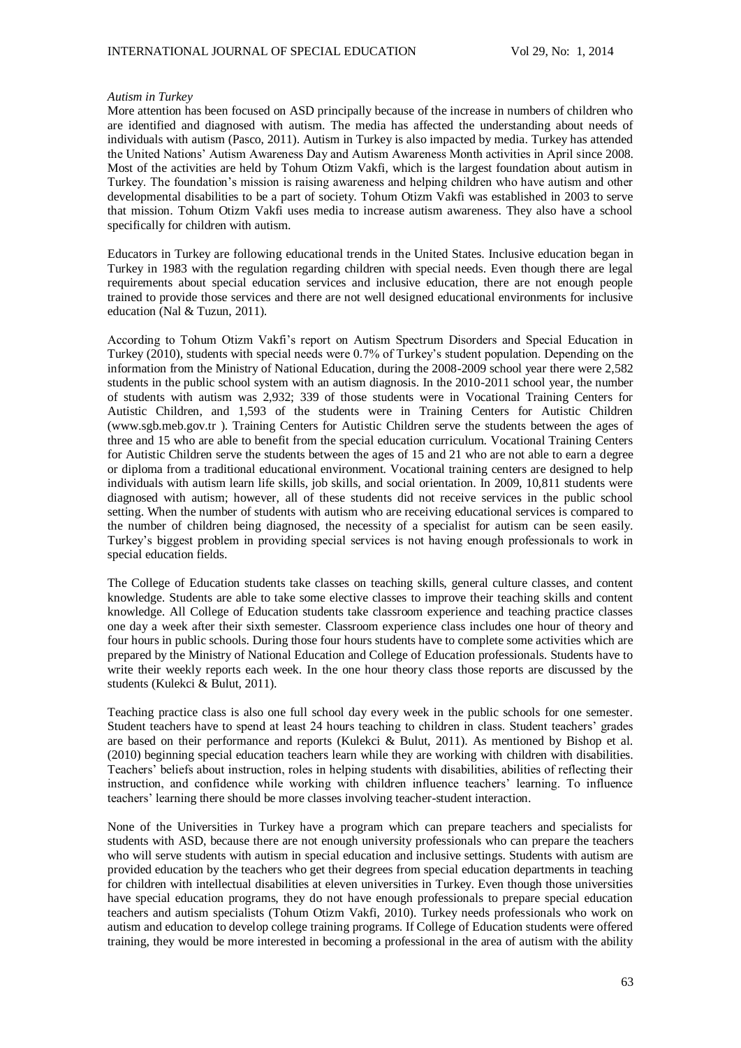*Autism in Turkey*

More attention has been focused on ASD principally because of the increase in numbers of children who are identified and diagnosed with autism. The media has affected the understanding about needs of individuals with autism (Pasco, 2011). Autism in Turkey is also impacted by media. Turkey has attended the United Nations' Autism Awareness Day and Autism Awareness Month activities in April since 2008. Most of the activities are held by Tohum Otizm Vakfi, which is the largest foundation about autism in Turkey. The foundation's mission is raising awareness and helping children who have autism and other developmental disabilities to be a part of society. Tohum Otizm Vakfi was established in 2003 to serve that mission. Tohum Otizm Vakfi uses media to increase autism awareness. They also have a school specifically for children with autism.

Educators in Turkey are following educational trends in the United States. Inclusive education began in Turkey in 1983 with the regulation regarding children with special needs. Even though there are legal requirements about special education services and inclusive education, there are not enough people trained to provide those services and there are not well designed educational environments for inclusive education (Nal & Tuzun, 2011).

According to Tohum Otizm Vakfi's report on Autism Spectrum Disorders and Special Education in Turkey (2010), students with special needs were 0.7% of Turkey's student population. Depending on the information from the Ministry of National Education, during the 2008-2009 school year there were 2,582 students in the public school system with an autism diagnosis. In the 2010-2011 school year, the number of students with autism was 2,932; 339 of those students were in Vocational Training Centers for Autistic Children, and 1,593 of the students were in Training Centers for Autistic Children (www.sgb.meb.gov.tr ). Training Centers for Autistic Children serve the students between the ages of three and 15 who are able to benefit from the special education curriculum. Vocational Training Centers for Autistic Children serve the students between the ages of 15 and 21 who are not able to earn a degree or diploma from a traditional educational environment. Vocational training centers are designed to help individuals with autism learn life skills, job skills, and social orientation. In 2009, 10,811 students were diagnosed with autism; however, all of these students did not receive services in the public school setting. When the number of students with autism who are receiving educational services is compared to the number of children being diagnosed, the necessity of a specialist for autism can be seen easily. Turkey's biggest problem in providing special services is not having enough professionals to work in special education fields.

The College of Education students take classes on teaching skills, general culture classes, and content knowledge. Students are able to take some elective classes to improve their teaching skills and content knowledge. All College of Education students take classroom experience and teaching practice classes one day a week after their sixth semester. Classroom experience class includes one hour of theory and four hours in public schools. During those four hours students have to complete some activities which are prepared by the Ministry of National Education and College of Education professionals. Students have to write their weekly reports each week. In the one hour theory class those reports are discussed by the students (Kulekci & Bulut, 2011).

Teaching practice class is also one full school day every week in the public schools for one semester. Student teachers have to spend at least 24 hours teaching to children in class. Student teachers' grades are based on their performance and reports (Kulekci & Bulut, 2011). As mentioned by Bishop et al. (2010) beginning special education teachers learn while they are working with children with disabilities. Teachers' beliefs about instruction, roles in helping students with disabilities, abilities of reflecting their instruction, and confidence while working with children influence teachers' learning. To influence teachers' learning there should be more classes involving teacher-student interaction.

None of the Universities in Turkey have a program which can prepare teachers and specialists for students with ASD, because there are not enough university professionals who can prepare the teachers who will serve students with autism in special education and inclusive settings. Students with autism are provided education by the teachers who get their degrees from special education departments in teaching for children with intellectual disabilities at eleven universities in Turkey. Even though those universities have special education programs, they do not have enough professionals to prepare special education teachers and autism specialists (Tohum Otizm Vakfi, 2010). Turkey needs professionals who work on autism and education to develop college training programs. If College of Education students were offered training, they would be more interested in becoming a professional in the area of autism with the ability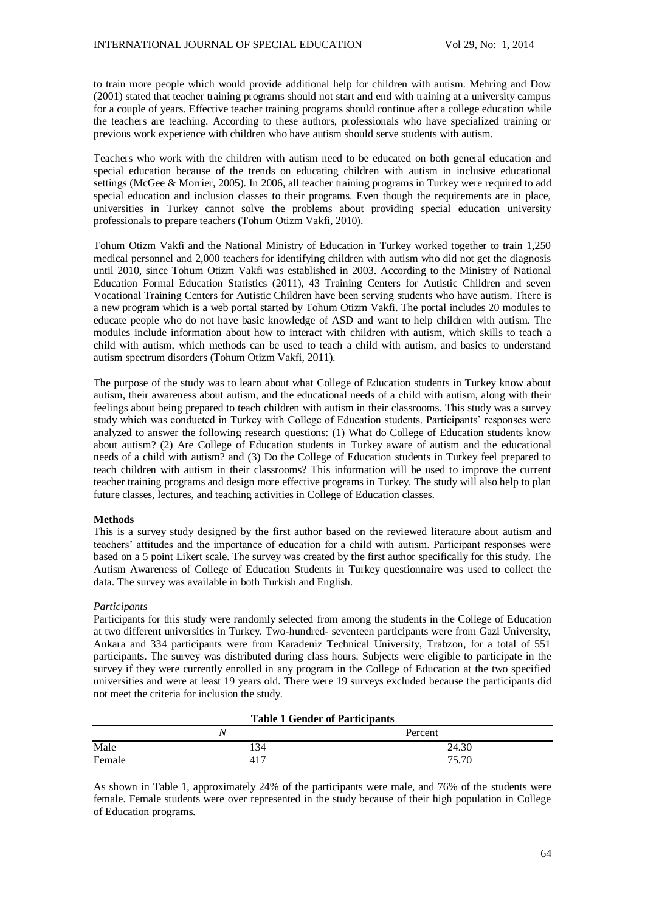to train more people which would provide additional help for children with autism. Mehring and Dow (2001) stated that teacher training programs should not start and end with training at a university campus for a couple of years. Effective teacher training programs should continue after a college education while the teachers are teaching. According to these authors, professionals who have specialized training or previous work experience with children who have autism should serve students with autism.

Teachers who work with the children with autism need to be educated on both general education and special education because of the trends on educating children with autism in inclusive educational settings (McGee & Morrier, 2005). In 2006, all teacher training programs in Turkey were required to add special education and inclusion classes to their programs. Even though the requirements are in place, universities in Turkey cannot solve the problems about providing special education university professionals to prepare teachers (Tohum Otizm Vakfi, 2010).

Tohum Otizm Vakfi and the National Ministry of Education in Turkey worked together to train 1,250 medical personnel and 2,000 teachers for identifying children with autism who did not get the diagnosis until 2010, since Tohum Otizm Vakfi was established in 2003. According to the Ministry of National Education Formal Education Statistics (2011), 43 Training Centers for Autistic Children and seven Vocational Training Centers for Autistic Children have been serving students who have autism. There is a new program which is a web portal started by Tohum Otizm Vakfi. The portal includes 20 modules to educate people who do not have basic knowledge of ASD and want to help children with autism. The modules include information about how to interact with children with autism, which skills to teach a child with autism, which methods can be used to teach a child with autism, and basics to understand autism spectrum disorders (Tohum Otizm Vakfi, 2011).

The purpose of the study was to learn about what College of Education students in Turkey know about autism, their awareness about autism, and the educational needs of a child with autism, along with their feelings about being prepared to teach children with autism in their classrooms. This study was a survey study which was conducted in Turkey with College of Education students. Participants' responses were analyzed to answer the following research questions: (1) What do College of Education students know about autism? (2) Are College of Education students in Turkey aware of autism and the educational needs of a child with autism? and (3) Do the College of Education students in Turkey feel prepared to teach children with autism in their classrooms? This information will be used to improve the current teacher training programs and design more effective programs in Turkey. The study will also help to plan future classes, lectures, and teaching activities in College of Education classes.

**Methods**

This is a survey study designed by the first author based on the reviewed literature about autism and teachers' attitudes and the importance of education for a child with autism. Participant responses were based on a 5 point Likert scale. The survey was created by the first author specifically for this study. The Autism Awareness of College of Education Students in Turkey questionnaire was used to collect the data. The survey was available in both Turkish and English.

*Participants*

Participants for this study were randomly selected from among the students in the College of Education at two different universities in Turkey. Two-hundred- seventeen participants were from Gazi University, Ankara and 334 participants were from Karadeniz Technical University, Trabzon, for a total of 551 participants. The survey was distributed during class hours. Subjects were eligible to participate in the survey if they were currently enrolled in any program in the College of Education at the two specified universities and were at least 19 years old. There were 19 surveys excluded because the participants did not meet the criteria for inclusion the study.

**Table 1 Gender of Participants**

| | *N* | Percent |
|---|---|---|
| Male | 134 | 24.30 |
| Female | 417 | 75.70 |

As shown in Table 1, approximately 24% of the participants were male, and 76% of the students were female. Female students were over represented in the study because of their high population in College of Education programs.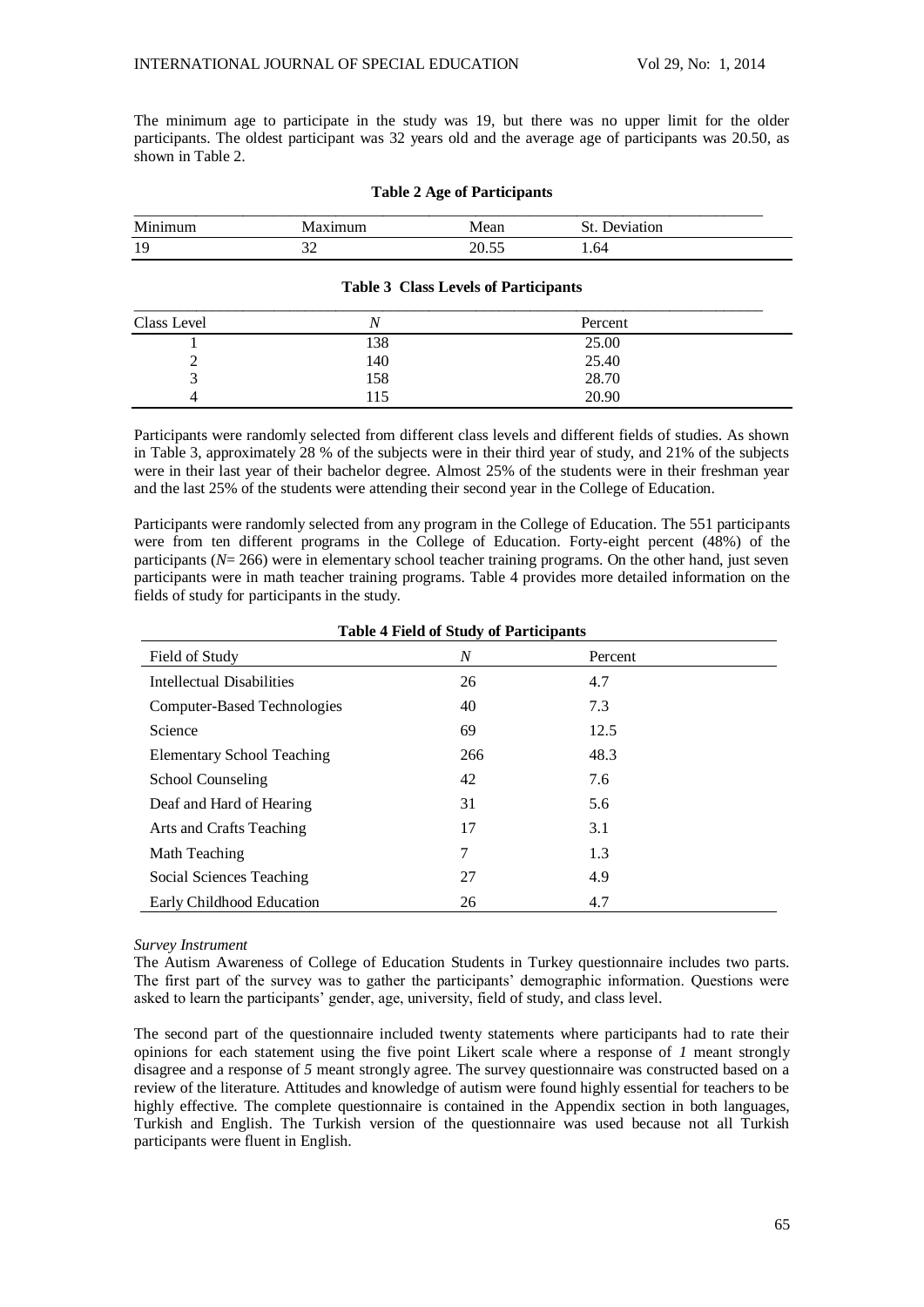The minimum age to participate in the study was 19, but there was no upper limit for the older participants. The oldest participant was 32 years old and the average age of participants was 20.50, as shown in Table 2.

**Table 2 Age of Participants**

| Minimum | Maximum | Mean | St. Deviation |
|---|---|---|---|
| 19 | 32 | 20.55 | 1.64 |

**Table 3 Class Levels of Participants**

| Class Level | *N* | Percent |
|---|---|---|
| 1 | 138 | 25.00 |
| 2 | 140 | 25.40 |
| 3 | 158 | 28.70 |
| 4 | 115 | 20.90 |

Participants were randomly selected from different class levels and different fields of studies. As shown in Table 3, approximately 28 % of the subjects were in their third year of study, and 21% of the subjects were in their last year of their bachelor degree. Almost 25% of the students were in their freshman year and the last 25% of the students were attending their second year in the College of Education.

Participants were randomly selected from any program in the College of Education. The 551 participants were from ten different programs in the College of Education. Forty-eight percent (48%) of the participants (*N*= 266) were in elementary school teacher training programs. On the other hand, just seven participants were in math teacher training programs. Table 4 provides more detailed information on the fields of study for participants in the study.

**Table 4 Field of Study of Participants**

| Field of Study | *N* | Percent |
|---|---|---|
| Intellectual Disabilities | 26 | 4.7 |
| Computer-Based Technologies | 40 | 7.3 |
| Science | 69 | 12.5 |
| Elementary School Teaching | 266 | 48.3 |
| School Counseling | 42 | 7.6 |
| Deaf and Hard of Hearing | 31 | 5.6 |
| Arts and Crafts Teaching | 17 | 3.1 |
| Math Teaching | 7 | 1.3 |
| Social Sciences Teaching | 27 | 4.9 |
| Early Childhood Education | 26 | 4.7 |

*Survey Instrument*

The Autism Awareness of College of Education Students in Turkey questionnaire includes two parts. The first part of the survey was to gather the participants' demographic information. Questions were asked to learn the participants' gender, age, university, field of study, and class level.

The second part of the questionnaire included twenty statements where participants had to rate their opinions for each statement using the five point Likert scale where a response of *1* meant strongly disagree and a response of *5* meant strongly agree. The survey questionnaire was constructed based on a review of the literature. Attitudes and knowledge of autism were found highly essential for teachers to be highly effective. The complete questionnaire is contained in the Appendix section in both languages, Turkish and English. The Turkish version of the questionnaire was used because not all Turkish participants were fluent in English.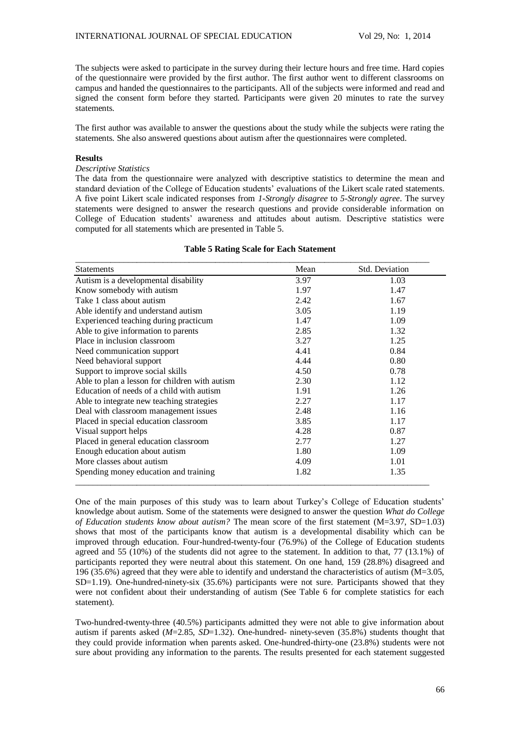The subjects were asked to participate in the survey during their lecture hours and free time. Hard copies of the questionnaire were provided by the first author. The first author went to different classrooms on campus and handed the questionnaires to the participants. All of the subjects were informed and read and signed the consent form before they started. Participants were given 20 minutes to rate the survey statements.

The first author was available to answer the questions about the study while the subjects were rating the statements. She also answered questions about autism after the questionnaires were completed.

**Results**

*Descriptive Statistics*

The data from the questionnaire were analyzed with descriptive statistics to determine the mean and standard deviation of the College of Education students' evaluations of the Likert scale rated statements. A five point Likert scale indicated responses from *1-Strongly disagree* to *5-Strongly agree*. The survey statements were designed to answer the research questions and provide considerable information on College of Education students' awareness and attitudes about autism. Descriptive statistics were computed for all statements which are presented in Table 5.

**Table 5 Rating Scale for Each Statement**

| Statements | Mean | Std. Deviation |
|---|---|---|
| Autism is a developmental disability | 3.97 | 1.03 |
| Know somebody with autism | 1.97 | 1.47 |
| Take 1 class about autism | 2.42 | 1.67 |
| Able identify and understand autism | 3.05 | 1.19 |
| Experienced teaching during practicum | 1.47 | 1.09 |
| Able to give information to parents | 2.85 | 1.32 |
| Place in inclusion classroom | 3.27 | 1.25 |
| Need communication support | 4.41 | 0.84 |
| Need behavioral support | 4.44 | 0.80 |
| Support to improve social skills | 4.50 | 0.78 |
| Able to plan a lesson for children with autism | 2.30 | 1.12 |
| Education of needs of a child with autism | 1.91 | 1.26 |
| Able to integrate new teaching strategies | 2.27 | 1.17 |
| Deal with classroom management issues | 2.48 | 1.16 |
| Placed in special education classroom | 3.85 | 1.17 |
| Visual support helps | 4.28 | 0.87 |
| Placed in general education classroom | 2.77 | 1.27 |
| Enough education about autism | 1.80 | 1.09 |
| More classes about autism | 4.09 | 1.01 |
| Spending money education and training | 1.82 | 1.35 |

One of the main purposes of this study was to learn about Turkey's College of Education students' knowledge about autism. Some of the statements were designed to answer the question *What do College of Education students know about autism?* The mean score of the first statement (M=3.97, SD=1.03) shows that most of the participants know that autism is a developmental disability which can be improved through education. Four-hundred-twenty-four (76.9%) of the College of Education students agreed and 55 (10%) of the students did not agree to the statement. In addition to that, 77 (13.1%) of participants reported they were neutral about this statement. On one hand, 159 (28.8%) disagreed and 196 (35.6%) agreed that they were able to identify and understand the characteristics of autism (M=3.05, SD=1.19). One-hundred-ninety-six (35.6%) participants were not sure. Participants showed that they were not confident about their understanding of autism (See Table 6 for complete statistics for each statement).

Two-hundred-twenty-three (40.5%) participants admitted they were not able to give information about autism if parents asked (*M*=2.85, *SD*=1.32). One-hundred- ninety-seven (35.8%) students thought that they could provide information when parents asked. One-hundred-thirty-one (23.8%) students were not sure about providing any information to the parents. The results presented for each statement suggested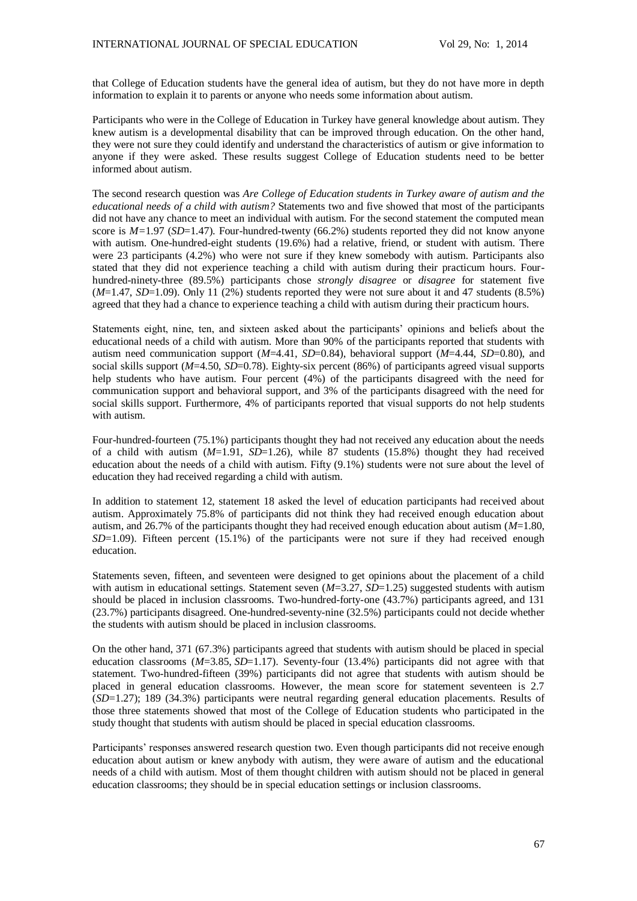that College of Education students have the general idea of autism, but they do not have more in depth information to explain it to parents or anyone who needs some information about autism.

Participants who were in the College of Education in Turkey have general knowledge about autism. They knew autism is a developmental disability that can be improved through education. On the other hand, they were not sure they could identify and understand the characteristics of autism or give information to anyone if they were asked. These results suggest College of Education students need to be better informed about autism.

The second research question was *Are College of Education students in Turkey aware of autism and the educational needs of a child with autism?* Statements two and five showed that most of the participants did not have any chance to meet an individual with autism. For the second statement the computed mean score is $M$=1.97 ($SD$=1.47). Four-hundred-twenty (66.2%) students reported they did not know anyone with autism. One-hundred-eight students (19.6%) had a relative, friend, or student with autism. There were 23 participants (4.2%) who were not sure if they knew somebody with autism. Participants also stated that they did not experience teaching a child with autism during their practicum hours. Four-hundred-ninety-three (89.5%) participants chose *strongly disagree* or *disagree* for statement five ($M$=1.47, $SD$=1.09). Only 11 (2%) students reported they were not sure about it and 47 students (8.5%) agreed that they had a chance to experience teaching a child with autism during their practicum hours.

Statements eight, nine, ten, and sixteen asked about the participants' opinions and beliefs about the educational needs of a child with autism. More than 90% of the participants reported that students with autism need communication support ($M$=4.41, $SD$=0.84), behavioral support ($M$=4.44, $SD$=0.80), and social skills support ($M$=4.50, $SD$=0.78). Eighty-six percent (86%) of participants agreed visual supports help students who have autism. Four percent (4%) of the participants disagreed with the need for communication support and behavioral support, and 3% of the participants disagreed with the need for social skills support. Furthermore, 4% of participants reported that visual supports do not help students with autism.

Four-hundred-fourteen (75.1%) participants thought they had not received any education about the needs of a child with autism ($M$=1.91, $SD$=1.26), while 87 students (15.8%) thought they had received education about the needs of a child with autism. Fifty (9.1%) students were not sure about the level of education they had received regarding a child with autism.

In addition to statement 12, statement 18 asked the level of education participants had received about autism. Approximately 75.8% of participants did not think they had received enough education about autism, and 26.7% of the participants thought they had received enough education about autism ($M$=1.80, $SD$=1.09). Fifteen percent (15.1%) of the participants were not sure if they had received enough education.

Statements seven, fifteen, and seventeen were designed to get opinions about the placement of a child with autism in educational settings. Statement seven ($M$=3.27, $SD$=1.25) suggested students with autism should be placed in inclusion classrooms. Two-hundred-forty-one (43.7%) participants agreed, and 131 (23.7%) participants disagreed. One-hundred-seventy-nine (32.5%) participants could not decide whether the students with autism should be placed in inclusion classrooms.

On the other hand, 371 (67.3%) participants agreed that students with autism should be placed in special education classrooms ($M$=3.85, $SD$=1.17). Seventy-four (13.4%) participants did not agree with that statement. Two-hundred-fifteen (39%) participants did not agree that students with autism should be placed in general education classrooms. However, the mean score for statement seventeen is 2.7 ($SD$=1.27); 189 (34.3%) participants were neutral regarding general education placements. Results of those three statements showed that most of the College of Education students who participated in the study thought that students with autism should be placed in special education classrooms.

Participants' responses answered research question two. Even though participants did not receive enough education about autism or knew anybody with autism, they were aware of autism and the educational needs of a child with autism. Most of them thought children with autism should not be placed in general education classrooms; they should be in special education settings or inclusion classrooms.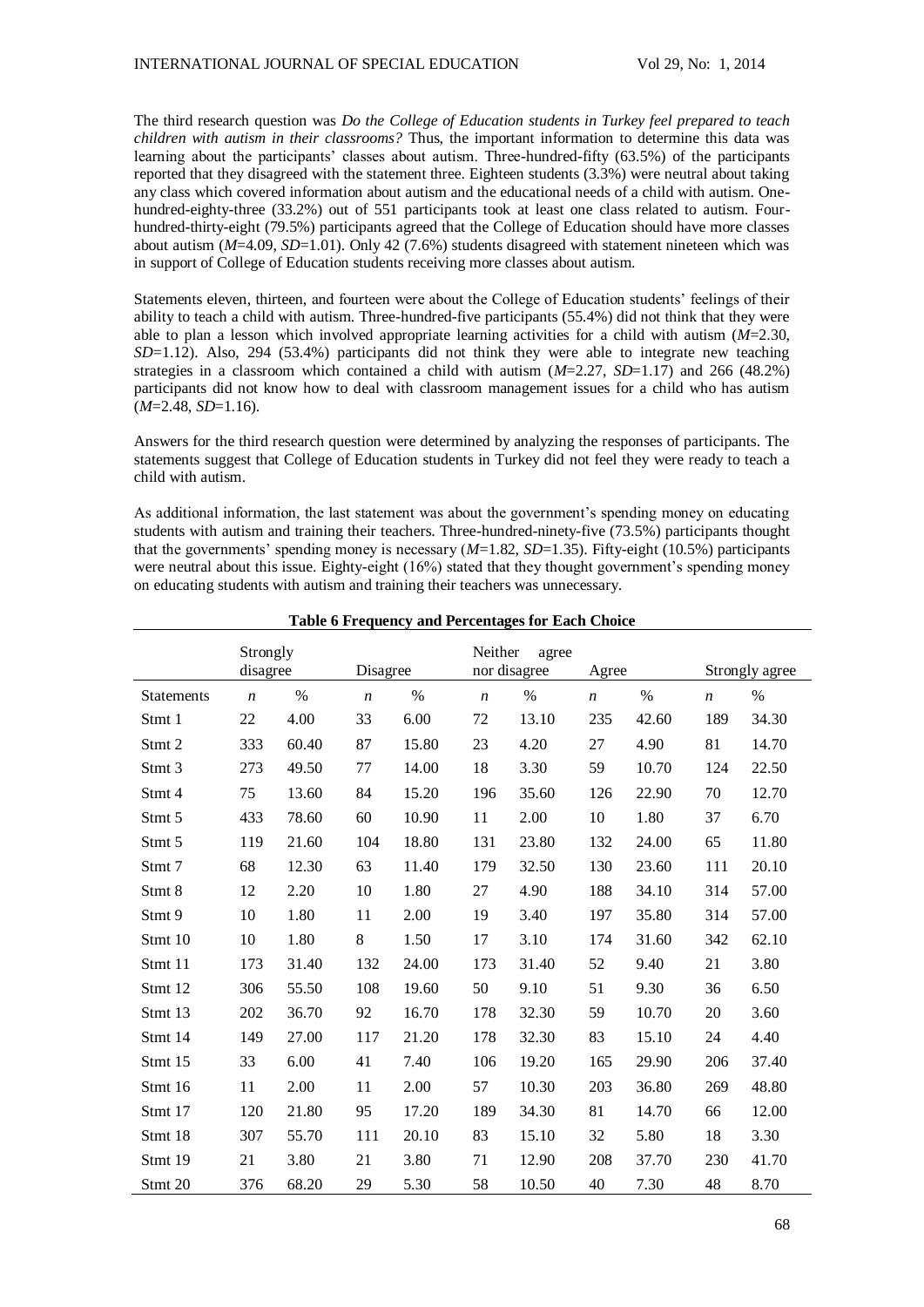The third research question was *Do the College of Education students in Turkey feel prepared to teach children with autism in their classrooms?* Thus, the important information to determine this data was learning about the participants' classes about autism. Three-hundred-fifty (63.5%) of the participants reported that they disagreed with the statement three. Eighteen students (3.3%) were neutral about taking any class which covered information about autism and the educational needs of a child with autism. One-hundred-eighty-three (33.2%) out of 551 participants took at least one class related to autism. Four-hundred-thirty-eight (79.5%) participants agreed that the College of Education should have more classes about autism (*M*=4.09, *SD*=1.01). Only 42 (7.6%) students disagreed with statement nineteen which was in support of College of Education students receiving more classes about autism.

Statements eleven, thirteen, and fourteen were about the College of Education students' feelings of their ability to teach a child with autism. Three-hundred-five participants (55.4%) did not think that they were able to plan a lesson which involved appropriate learning activities for a child with autism (*M*=2.30, *SD*=1.12). Also, 294 (53.4%) participants did not think they were able to integrate new teaching strategies in a classroom which contained a child with autism (*M*=2.27, *SD*=1.17) and 266 (48.2%) participants did not know how to deal with classroom management issues for a child who has autism (*M*=2.48, *SD*=1.16).

Answers for the third research question were determined by analyzing the responses of participants. The statements suggest that College of Education students in Turkey did not feel they were ready to teach a child with autism.

As additional information, the last statement was about the government's spending money on educating students with autism and training their teachers. Three-hundred-ninety-five (73.5%) participants thought that the governments' spending money is necessary (*M*=1.82, *SD*=1.35). Fifty-eight (10.5%) participants were neutral about this issue. Eighty-eight (16%) stated that they thought government's spending money on educating students with autism and training their teachers was unnecessary.

**Table 6 Frequency and Percentages for Each Choice**

| | Strongly disagree | | Disagree | | Neither agree nor disagree | | Agree | | Strongly agree | |
|---|---|---|---|---|---|---|---|---|---|---|
| Statements | *n* | % | *n* | % | *n* | % | *n* | % | *n* | % |
| Stmt 1 | 22 | 4.00 | 33 | 6.00 | 72 | 13.10 | 235 | 42.60 | 189 | 34.30 |
| Stmt 2 | 333 | 60.40 | 87 | 15.80 | 23 | 4.20 | 27 | 4.90 | 81 | 14.70 |
| Stmt 3 | 273 | 49.50 | 77 | 14.00 | 18 | 3.30 | 59 | 10.70 | 124 | 22.50 |
| Stmt 4 | 75 | 13.60 | 84 | 15.20 | 196 | 35.60 | 126 | 22.90 | 70 | 12.70 |
| Stmt 5 | 433 | 78.60 | 60 | 10.90 | 11 | 2.00 | 10 | 1.80 | 37 | 6.70 |
| Stmt 5 | 119 | 21.60 | 104 | 18.80 | 131 | 23.80 | 132 | 24.00 | 65 | 11.80 |
| Stmt 7 | 68 | 12.30 | 63 | 11.40 | 179 | 32.50 | 130 | 23.60 | 111 | 20.10 |
| Stmt 8 | 12 | 2.20 | 10 | 1.80 | 27 | 4.90 | 188 | 34.10 | 314 | 57.00 |
| Stmt 9 | 10 | 1.80 | 11 | 2.00 | 19 | 3.40 | 197 | 35.80 | 314 | 57.00 |
| Stmt 10 | 10 | 1.80 | 8 | 1.50 | 17 | 3.10 | 174 | 31.60 | 342 | 62.10 |
| Stmt 11 | 173 | 31.40 | 132 | 24.00 | 173 | 31.40 | 52 | 9.40 | 21 | 3.80 |
| Stmt 12 | 306 | 55.50 | 108 | 19.60 | 50 | 9.10 | 51 | 9.30 | 36 | 6.50 |
| Stmt 13 | 202 | 36.70 | 92 | 16.70 | 178 | 32.30 | 59 | 10.70 | 20 | 3.60 |
| Stmt 14 | 149 | 27.00 | 117 | 21.20 | 178 | 32.30 | 83 | 15.10 | 24 | 4.40 |
| Stmt 15 | 33 | 6.00 | 41 | 7.40 | 106 | 19.20 | 165 | 29.90 | 206 | 37.40 |
| Stmt 16 | 11 | 2.00 | 11 | 2.00 | 57 | 10.30 | 203 | 36.80 | 269 | 48.80 |
| Stmt 17 | 120 | 21.80 | 95 | 17.20 | 189 | 34.30 | 81 | 14.70 | 66 | 12.00 |
| Stmt 18 | 307 | 55.70 | 111 | 20.10 | 83 | 15.10 | 32 | 5.80 | 18 | 3.30 |
| Stmt 19 | 21 | 3.80 | 21 | 3.80 | 71 | 12.90 | 208 | 37.70 | 230 | 41.70 |
| Stmt 20 | 376 | 68.20 | 29 | 5.30 | 58 | 10.50 | 40 | 7.30 | 48 | 8.70 |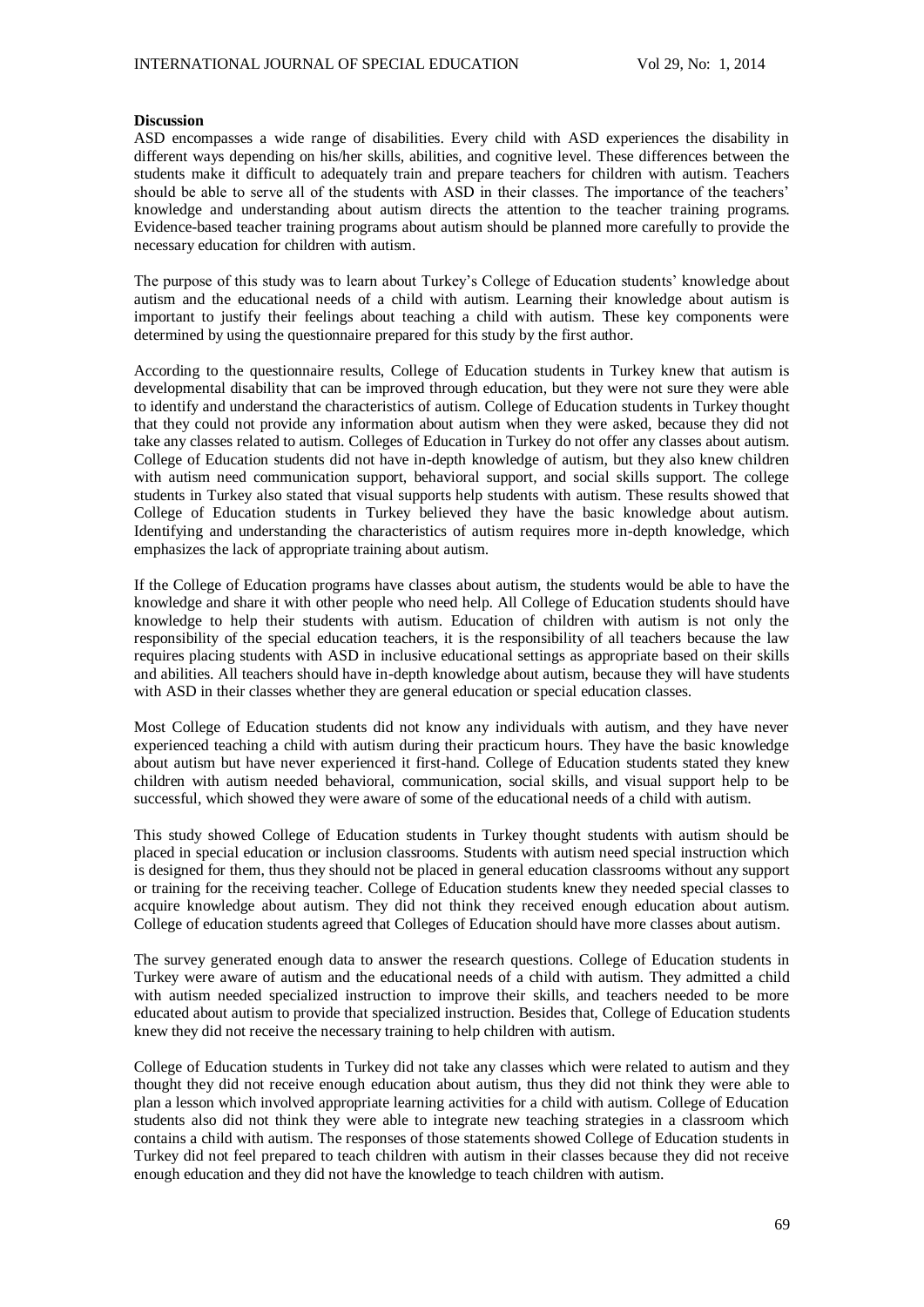**Discussion**

ASD encompasses a wide range of disabilities. Every child with ASD experiences the disability in different ways depending on his/her skills, abilities, and cognitive level. These differences between the students make it difficult to adequately train and prepare teachers for children with autism. Teachers should be able to serve all of the students with ASD in their classes. The importance of the teachers' knowledge and understanding about autism directs the attention to the teacher training programs. Evidence-based teacher training programs about autism should be planned more carefully to provide the necessary education for children with autism.

The purpose of this study was to learn about Turkey's College of Education students' knowledge about autism and the educational needs of a child with autism. Learning their knowledge about autism is important to justify their feelings about teaching a child with autism. These key components were determined by using the questionnaire prepared for this study by the first author.

According to the questionnaire results, College of Education students in Turkey knew that autism is developmental disability that can be improved through education, but they were not sure they were able to identify and understand the characteristics of autism. College of Education students in Turkey thought that they could not provide any information about autism when they were asked, because they did not take any classes related to autism. Colleges of Education in Turkey do not offer any classes about autism. College of Education students did not have in-depth knowledge of autism, but they also knew children with autism need communication support, behavioral support, and social skills support. The college students in Turkey also stated that visual supports help students with autism. These results showed that College of Education students in Turkey believed they have the basic knowledge about autism. Identifying and understanding the characteristics of autism requires more in-depth knowledge, which emphasizes the lack of appropriate training about autism.

If the College of Education programs have classes about autism, the students would be able to have the knowledge and share it with other people who need help. All College of Education students should have knowledge to help their students with autism. Education of children with autism is not only the responsibility of the special education teachers, it is the responsibility of all teachers because the law requires placing students with ASD in inclusive educational settings as appropriate based on their skills and abilities. All teachers should have in-depth knowledge about autism, because they will have students with ASD in their classes whether they are general education or special education classes.

Most College of Education students did not know any individuals with autism, and they have never experienced teaching a child with autism during their practicum hours. They have the basic knowledge about autism but have never experienced it first-hand. College of Education students stated they knew children with autism needed behavioral, communication, social skills, and visual support help to be successful, which showed they were aware of some of the educational needs of a child with autism.

This study showed College of Education students in Turkey thought students with autism should be placed in special education or inclusion classrooms. Students with autism need special instruction which is designed for them, thus they should not be placed in general education classrooms without any support or training for the receiving teacher. College of Education students knew they needed special classes to acquire knowledge about autism. They did not think they received enough education about autism. College of education students agreed that Colleges of Education should have more classes about autism.

The survey generated enough data to answer the research questions. College of Education students in Turkey were aware of autism and the educational needs of a child with autism. They admitted a child with autism needed specialized instruction to improve their skills, and teachers needed to be more educated about autism to provide that specialized instruction. Besides that, College of Education students knew they did not receive the necessary training to help children with autism.

College of Education students in Turkey did not take any classes which were related to autism and they thought they did not receive enough education about autism, thus they did not think they were able to plan a lesson which involved appropriate learning activities for a child with autism. College of Education students also did not think they were able to integrate new teaching strategies in a classroom which contains a child with autism. The responses of those statements showed College of Education students in Turkey did not feel prepared to teach children with autism in their classes because they did not receive enough education and they did not have the knowledge to teach children with autism.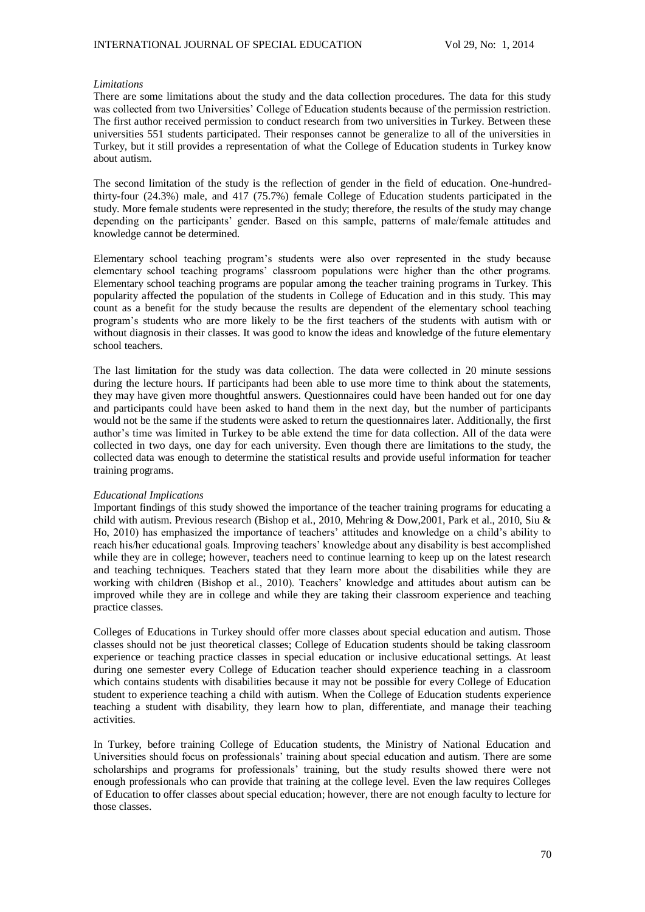*Limitations*

There are some limitations about the study and the data collection procedures. The data for this study was collected from two Universities' College of Education students because of the permission restriction. The first author received permission to conduct research from two universities in Turkey. Between these universities 551 students participated. Their responses cannot be generalize to all of the universities in Turkey, but it still provides a representation of what the College of Education students in Turkey know about autism.

The second limitation of the study is the reflection of gender in the field of education. One-hundred-thirty-four (24.3%) male, and 417 (75.7%) female College of Education students participated in the study. More female students were represented in the study; therefore, the results of the study may change depending on the participants' gender. Based on this sample, patterns of male/female attitudes and knowledge cannot be determined.

Elementary school teaching program's students were also over represented in the study because elementary school teaching programs' classroom populations were higher than the other programs. Elementary school teaching programs are popular among the teacher training programs in Turkey. This popularity affected the population of the students in College of Education and in this study. This may count as a benefit for the study because the results are dependent of the elementary school teaching program's students who are more likely to be the first teachers of the students with autism with or without diagnosis in their classes. It was good to know the ideas and knowledge of the future elementary school teachers.

The last limitation for the study was data collection. The data were collected in 20 minute sessions during the lecture hours. If participants had been able to use more time to think about the statements, they may have given more thoughtful answers. Questionnaires could have been handed out for one day and participants could have been asked to hand them in the next day, but the number of participants would not be the same if the students were asked to return the questionnaires later. Additionally, the first author's time was limited in Turkey to be able extend the time for data collection. All of the data were collected in two days, one day for each university. Even though there are limitations to the study, the collected data was enough to determine the statistical results and provide useful information for teacher training programs.

*Educational Implications*

Important findings of this study showed the importance of the teacher training programs for educating a child with autism. Previous research (Bishop et al., 2010, Mehring & Dow,2001, Park et al., 2010, Siu & Ho, 2010) has emphasized the importance of teachers' attitudes and knowledge on a child's ability to reach his/her educational goals. Improving teachers' knowledge about any disability is best accomplished while they are in college; however, teachers need to continue learning to keep up on the latest research and teaching techniques. Teachers stated that they learn more about the disabilities while they are working with children (Bishop et al., 2010). Teachers' knowledge and attitudes about autism can be improved while they are in college and while they are taking their classroom experience and teaching practice classes.

Colleges of Educations in Turkey should offer more classes about special education and autism. Those classes should not be just theoretical classes; College of Education students should be taking classroom experience or teaching practice classes in special education or inclusive educational settings. At least during one semester every College of Education teacher should experience teaching in a classroom which contains students with disabilities because it may not be possible for every College of Education student to experience teaching a child with autism. When the College of Education students experience teaching a student with disability, they learn how to plan, differentiate, and manage their teaching activities.

In Turkey, before training College of Education students, the Ministry of National Education and Universities should focus on professionals' training about special education and autism. There are some scholarships and programs for professionals' training, but the study results showed there were not enough professionals who can provide that training at the college level. Even the law requires Colleges of Education to offer classes about special education; however, there are not enough faculty to lecture for those classes.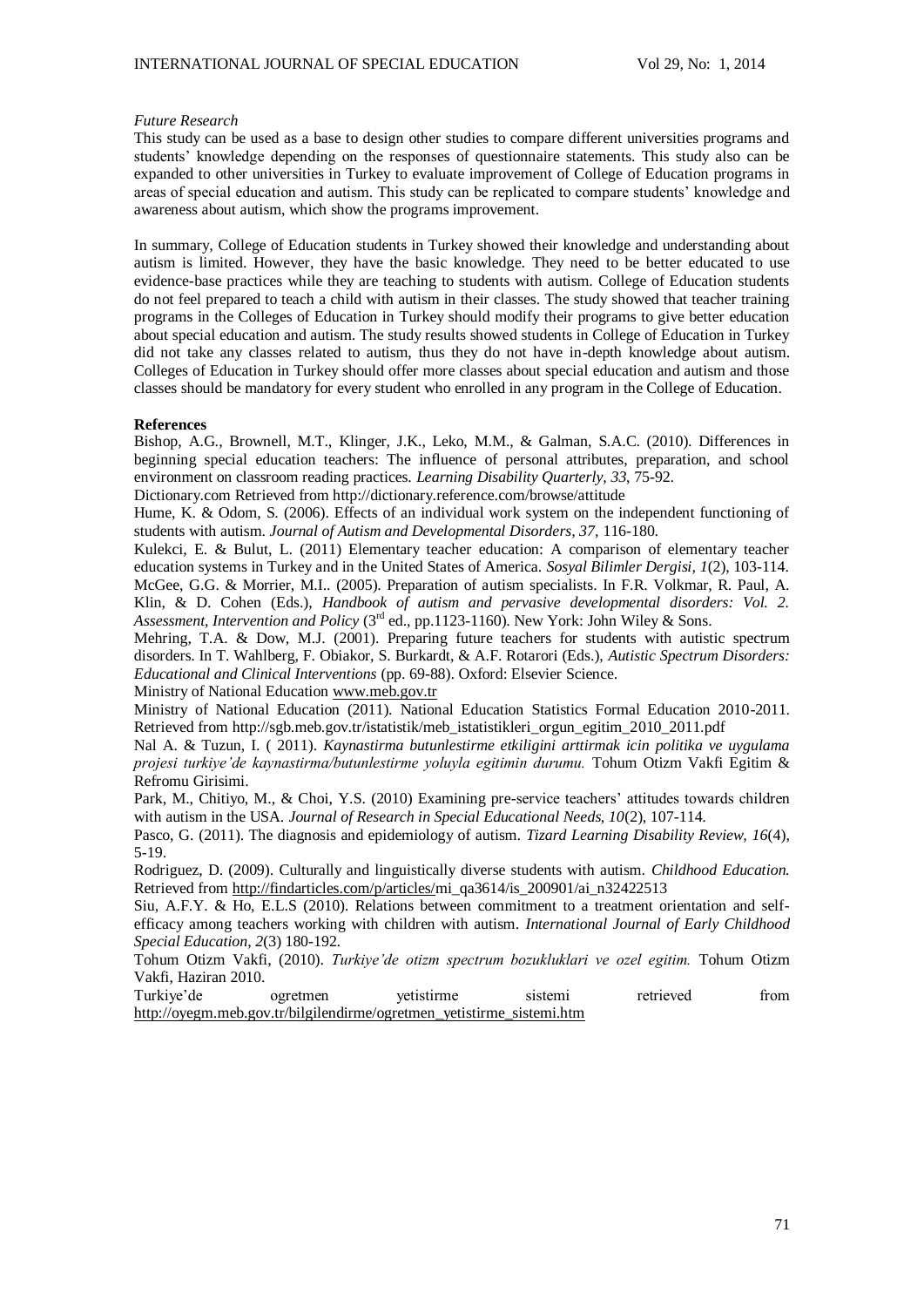*Future Research*

This study can be used as a base to design other studies to compare different universities programs and students' knowledge depending on the responses of questionnaire statements. This study also can be expanded to other universities in Turkey to evaluate improvement of College of Education programs in areas of special education and autism. This study can be replicated to compare students' knowledge and awareness about autism, which show the programs improvement.

In summary, College of Education students in Turkey showed their knowledge and understanding about autism is limited. However, they have the basic knowledge. They need to be better educated to use evidence-base practices while they are teaching to students with autism. College of Education students do not feel prepared to teach a child with autism in their classes. The study showed that teacher training programs in the Colleges of Education in Turkey should modify their programs to give better education about special education and autism. The study results showed students in College of Education in Turkey did not take any classes related to autism, thus they do not have in-depth knowledge about autism. Colleges of Education in Turkey should offer more classes about special education and autism and those classes should be mandatory for every student who enrolled in any program in the College of Education.

**References**

Bishop, A.G., Brownell, M.T., Klinger, J.K., Leko, M.M., & Galman, S.A.C. (2010). Differences in beginning special education teachers: The influence of personal attributes, preparation, and school environment on classroom reading practices. *Learning Disability Quarterly, 33*, 75-92.

Dictionary.com Retrieved from http://dictionary.reference.com/browse/attitude

Hume, K. & Odom, S. (2006). Effects of an individual work system on the independent functioning of students with autism. *Journal of Autism and Developmental Disorders, 37,* 116-180.

Kulekci, E. & Bulut, L. (2011) Elementary teacher education: A comparison of elementary teacher education systems in Turkey and in the United States of America. *Sosyal Bilimler Dergisi, 1*(2), 103-114.

McGee, G.G. & Morrier, M.I.. (2005). Preparation of autism specialists. In F.R. Volkmar, R. Paul, A. Klin, & D. Cohen (Eds.), *Handbook of autism and pervasive developmental disorders: Vol. 2. Assessment, Intervention and Policy* (3rd ed., pp.1123-1160). New York: John Wiley & Sons.

Mehring, T.A. & Dow, M.J. (2001). Preparing future teachers for students with autistic spectrum disorders. In T. Wahlberg, F. Obiakor, S. Burkardt, & A.F. Rotarori (Eds.), *Autistic Spectrum Disorders: Educational and Clinical Interventions* (pp. 69-88). Oxford: Elsevier Science.

Ministry of National Education www.meb.gov.tr

Ministry of National Education (2011). National Education Statistics Formal Education 2010-2011. Retrieved from http://sgb.meb.gov.tr/istatistik/meb_istatistikleri_orgun_egitim_2010_2011.pdf

Nal A. & Tuzun, I. ( 2011). *Kaynastirma butunlestirme etkiligini arttirmak icin politika ve uygulama projesi turkiye'de kaynastirma/butunlestirme yoluyla egitimin durumu.* Tohum Otizm Vakfi Egitim & Refromu Girisimi.

Park, M., Chitiyo, M., & Choi, Y.S. (2010) Examining pre-service teachers' attitudes towards children with autism in the USA. *Journal of Research in Special Educational Needs, 10*(2), 107-114.

Pasco, G. (2011). The diagnosis and epidemiology of autism. *Tizard Learning Disability Review, 16*(4), 5-19.

Rodriguez, D. (2009). Culturally and linguistically diverse students with autism. *Childhood Education.* Retrieved from http://findarticles.com/p/articles/mi_qa3614/is_200901/ai_n32422513

Siu, A.F.Y. & Ho, E.L.S (2010). Relations between commitment to a treatment orientation and self-efficacy among teachers working with children with autism. *International Journal of Early Childhood Special Education, 2*(3) 180-192.

Tohum Otizm Vakfı, (2010). *Turkiye'de otizm spectrum bozukluklari ve ozel egitim.* Tohum Otizm Vakfi, Haziran 2010.

Turkiye'de ogretmen yetistirme sistemi retrieved from http://oyegm.meb.gov.tr/bilgilendirme/ogretmen_yetistirme_sistemi.htm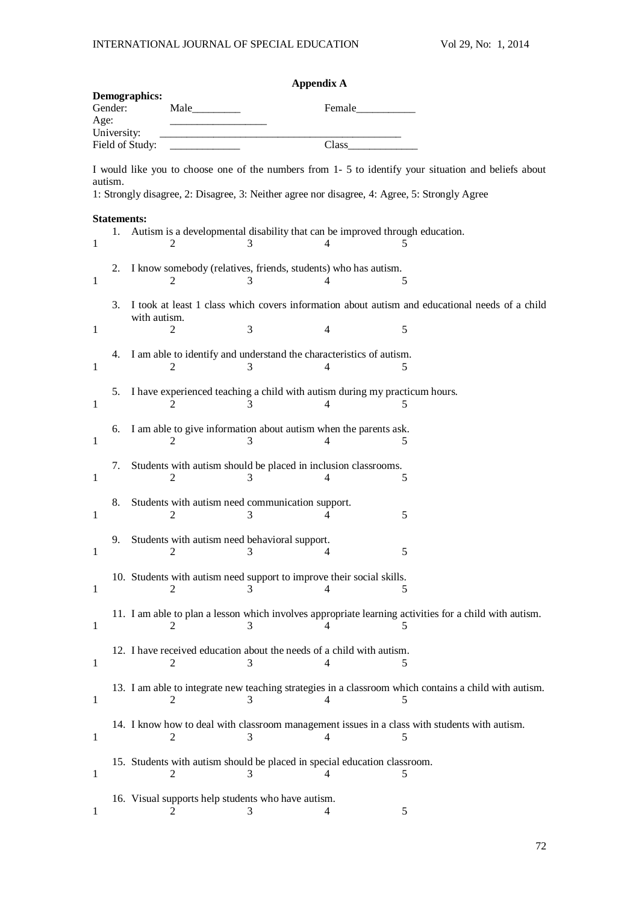## Appendix A

**Demographics:**

Gender: Male_________ Female___________

Age: __________________

University: _____________________________________________

Field of Study: _____________ Class_____________

I would like you to choose one of the numbers from 1- 5 to identify your situation and beliefs about autism.

1: Strongly disagree, 2: Disagree, 3: Neither agree nor disagree, 4: Agree, 5: Strongly Agree

**Statements:**

1. Autism is a developmental disability that can be improved through education.

   1 2 3 4 5

2. I know somebody (relatives, friends, students) who has autism.

   1 2 3 4 5

3. I took at least 1 class which covers information about autism and educational needs of a child with autism.

   1 2 3 4 5

4. I am able to identify and understand the characteristics of autism.

   1 2 3 4 5

5. I have experienced teaching a child with autism during my practicum hours.

   1 2 3 4 5

6. I am able to give information about autism when the parents ask.

   1 2 3 4 5

7. Students with autism should be placed in inclusion classrooms.

   1 2 3 4 5

8. Students with autism need communication support.

   1 2 3 4 5

9. Students with autism need behavioral support.

   1 2 3 4 5

10. Students with autism need support to improve their social skills.

    1 2 3 4 5

11. I am able to plan a lesson which involves appropriate learning activities for a child with autism.

    1 2 3 4 5

12. I have received education about the needs of a child with autism.

    1 2 3 4 5

13. I am able to integrate new teaching strategies in a classroom which contains a child with autism.

    1 2 3 4 5

14. I know how to deal with classroom management issues in a class with students with autism.

    1 2 3 4 5

15. Students with autism should be placed in special education classroom.

    1 2 3 4 5

16. Visual supports help students who have autism.

    1 2 3 4 5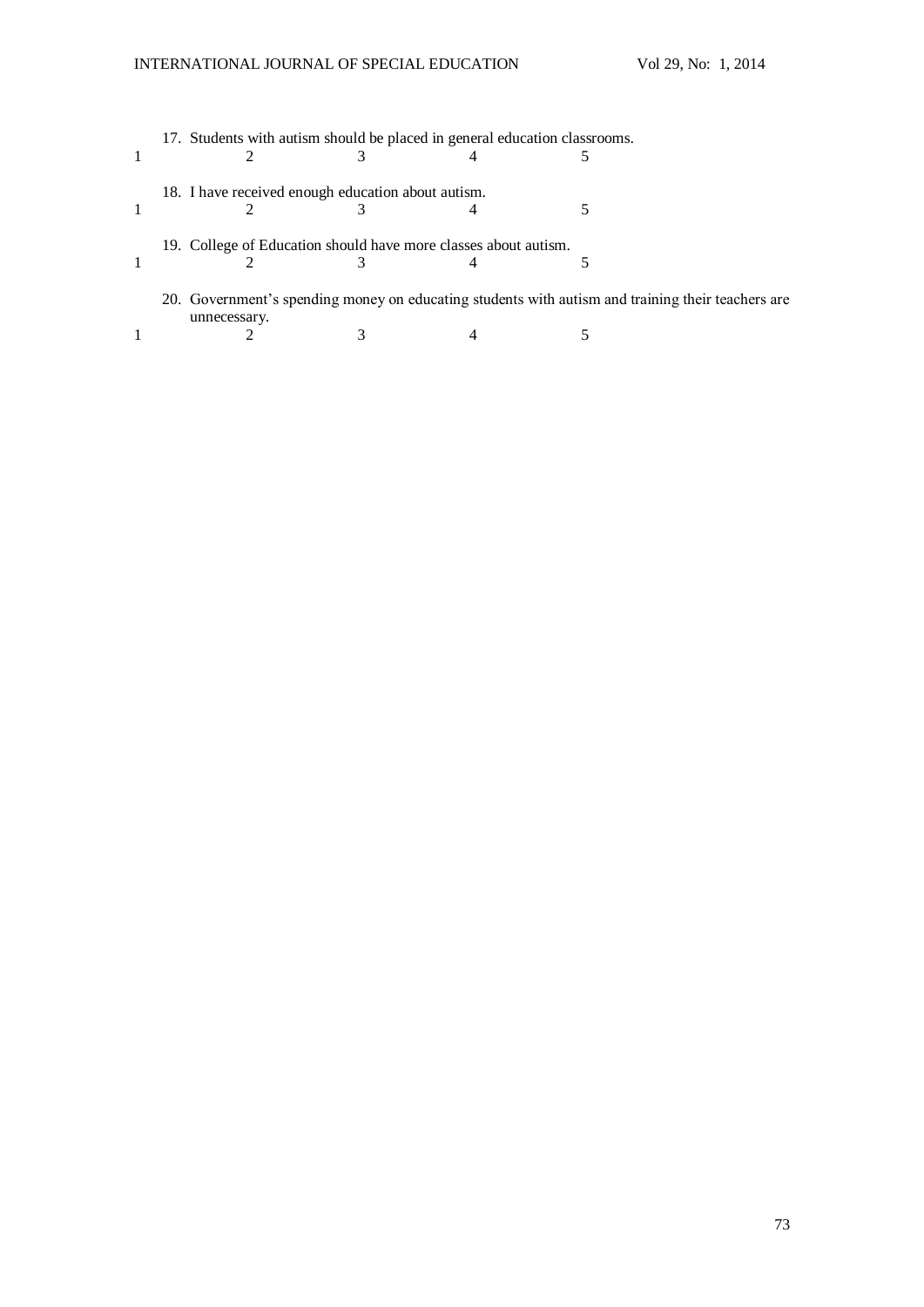17. Students with autism should be placed in general education classrooms.

1 2 3 4 5

18. I have received enough education about autism.

1 2 3 4 5

19. College of Education should have more classes about autism.

1 2 3 4 5

20. Government's spending money on educating students with autism and training their teachers are unnecessary.

1 2 3 4 5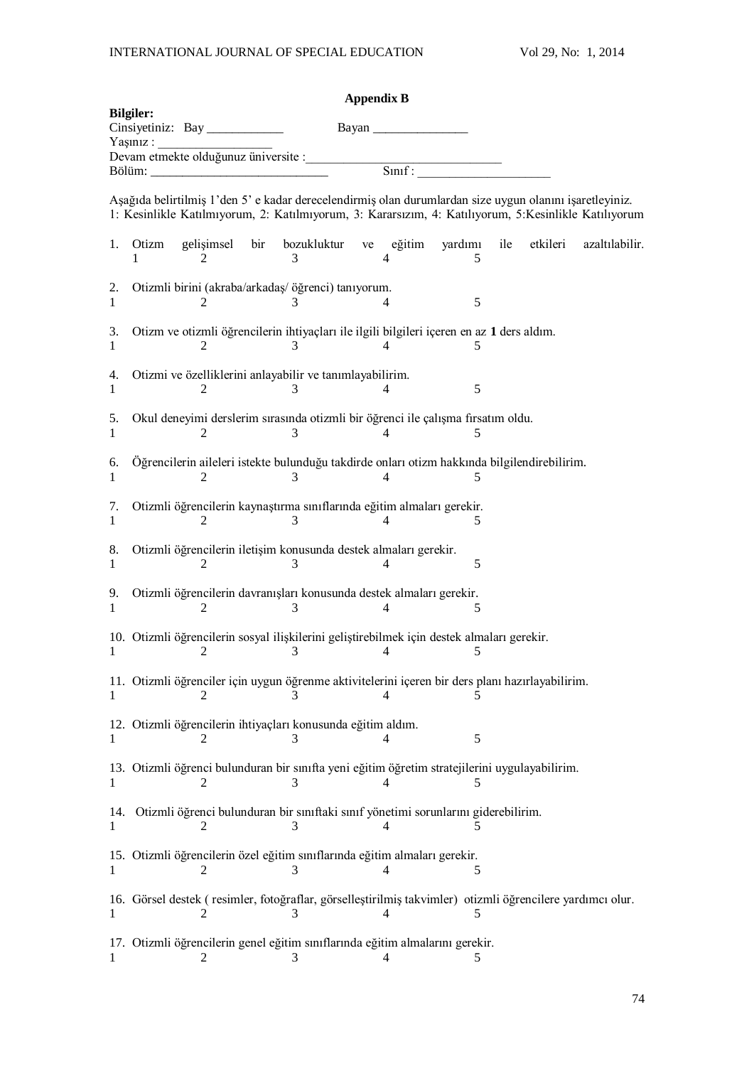### Appendix B

**Bilgiler:**

Cinsiyetiniz: Bay ____________ Bayan _______________

Yaşınız : __________________

Devam etmekte olduğunuz üniversite :_______________________________

Bölüm: ____________________________ Sınıf : _____________________

Aşağıda belirtilmiş 1'den 5' e kadar derecelendirmiş olan durumlardan size uygun olanını işaretleyiniz.
1: Kesinlikle Katılmıyorum, 2: Katılmıyorum, 3: Kararsızım, 4: Katılıyorum, 5:Kesinlikle Katılıyorum

1. Otizm gelişimsel bir bozukluktur ve eğitim yardımı ile etkileri azaltılabilir.
1 2 3 4 5

2. Otizmli birini (akraba/arkadaş/ öğrenci) tanıyorum.
1 2 3 4 5

3. Otizm ve otizmli öğrencilerin ihtiyaçları ile ilgili bilgileri içeren en az **1** ders aldım.
1 2 3 4 5

4. Otizmi ve özelliklerini anlayabilir ve tanımlayabilirim.
1 2 3 4 5

5. Okul deneyimi derslerim sırasında otizmli bir öğrenci ile çalışma fırsatım oldu.
1 2 3 4 5

6. Öğrencilerin aileleri istekte bulunduğu takdirde onları otizm hakkında bilgilendirebilirim.
1 2 3 4 5

7. Otizmli öğrencilerin kaynaştırma sınıflarında eğitim almaları gerekir.
1 2 3 4 5

8. Otizmli öğrencilerin iletişim konusunda destek almaları gerekir.
1 2 3 4 5

9. Otizmli öğrencilerin davranışları konusunda destek almaları gerekir.
1 2 3 4 5

10. Otizmli öğrencilerin sosyal ilişkilerini geliştirebilmek için destek almaları gerekir.
1 2 3 4 5

11. Otizmli öğrenciler için uygun öğrenme aktivitelerini içeren bir ders planı hazırlayabilirim.
1 2 3 4 5

12. Otizmli öğrencilerin ihtiyaçları konusunda eğitim aldım.
1 2 3 4 5

13. Otizmli öğrenci bulunduran bir sınıfta yeni eğitim öğretim stratejilerini uygulayabilirim.
1 2 3 4 5

14. Otizmli öğrenci bulunduran bir sınıftaki sınıf yönetimi sorunlarını giderebilirim.
1 2 3 4 5

15. Otizmli öğrencilerin özel eğitim sınıflarında eğitim almaları gerekir.
1 2 3 4 5

16. Görsel destek ( resimler, fotoğraflar, görselleştirilmiş takvimler) otizmli öğrencilere yardımcı olur.
1 2 3 4 5

17. Otizmli öğrencilerin genel eğitim sınıflarında eğitim almalarını gerekir.
1 2 3 4 5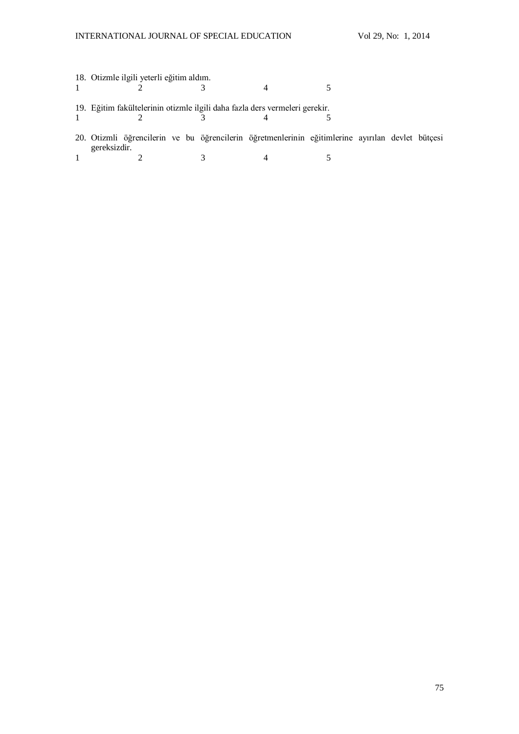18. Otizmle ilgili yeterli eğitim aldım.

1 2 3 4 5

19. Eğitim fakültelerinin otizmle ilgili daha fazla ders vermeleri gerekir.

1 2 3 4 5

20. Otizmli öğrencilerin ve bu öğrencilerin öğretmenlerinin eğitimlerine ayırılan devlet bütçesi gereksizdir.

1 2 3 4 5